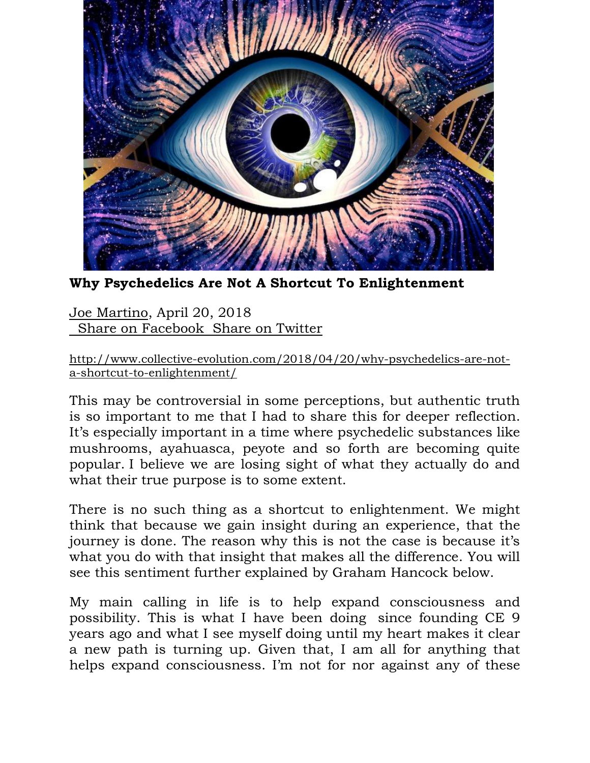# Why Psychedelics Are Not A Shortcut To Enlightenment

Joe Martino, April 20, 2018
Share on Facebook Share on Twitter

http://www.collective-evolution.com/2018/04/20/why-psychedelics-are-not-a-shortcut-to-enlightenment/

This may be controversial in some perceptions, but authentic truth is so important to me that I had to share this for deeper reflection. It's especially important in a time where psychedelic substances like mushrooms, ayahuasca, peyote and so forth are becoming quite popular. I believe we are losing sight of what they actually do and what their true purpose is to some extent.

There is no such thing as a shortcut to enlightenment. We might think that because we gain insight during an experience, that the journey is done. The reason why this is not the case is because it's what you do with that insight that makes all the difference. You will see this sentiment further explained by Graham Hancock below.

My main calling in life is to help expand consciousness and possibility. This is what I have been doing since founding CE 9 years ago and what I see myself doing until my heart makes it clear a new path is turning up. Given that, I am all for anything that helps expand consciousness. I'm not for nor against any of these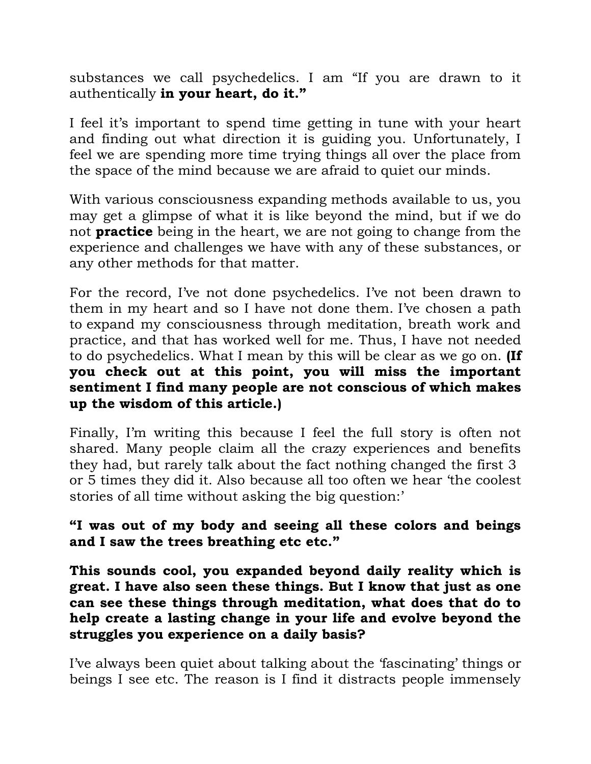substances we call psychedelics. I am “If you are drawn to it authentically **in your heart, do it.”**

I feel it’s important to spend time getting in tune with your heart and finding out what direction it is guiding you. Unfortunately, I feel we are spending more time trying things all over the place from the space of the mind because we are afraid to quiet our minds.

With various consciousness expanding methods available to us, you may get a glimpse of what it is like beyond the mind, but if we do not **practice** being in the heart, we are not going to change from the experience and challenges we have with any of these substances, or any other methods for that matter.

For the record, I’ve not done psychedelics. I’ve not been drawn to them in my heart and so I have not done them. I’ve chosen a path to expand my consciousness through meditation, breath work and practice, and that has worked well for me. Thus, I have not needed to do psychedelics. What I mean by this will be clear as we go on. **(If you check out at this point, you will miss the important sentiment I find many people are not conscious of which makes up the wisdom of this article.)**

Finally, I’m writing this because I feel the full story is often not shared. Many people claim all the crazy experiences and benefits they had, but rarely talk about the fact nothing changed the first 3 or 5 times they did it. Also because all too often we hear ‘the coolest stories of all time without asking the big question:’

**“I was out of my body and seeing all these colors and beings and I saw the trees breathing etc etc.”**

**This sounds cool, you expanded beyond daily reality which is great. I have also seen these things. But I know that just as one can see these things through meditation, what does that do to help create a lasting change in your life and evolve beyond the struggles you experience on a daily basis?**

I’ve always been quiet about talking about the ‘fascinating’ things or beings I see etc. The reason is I find it distracts people immensely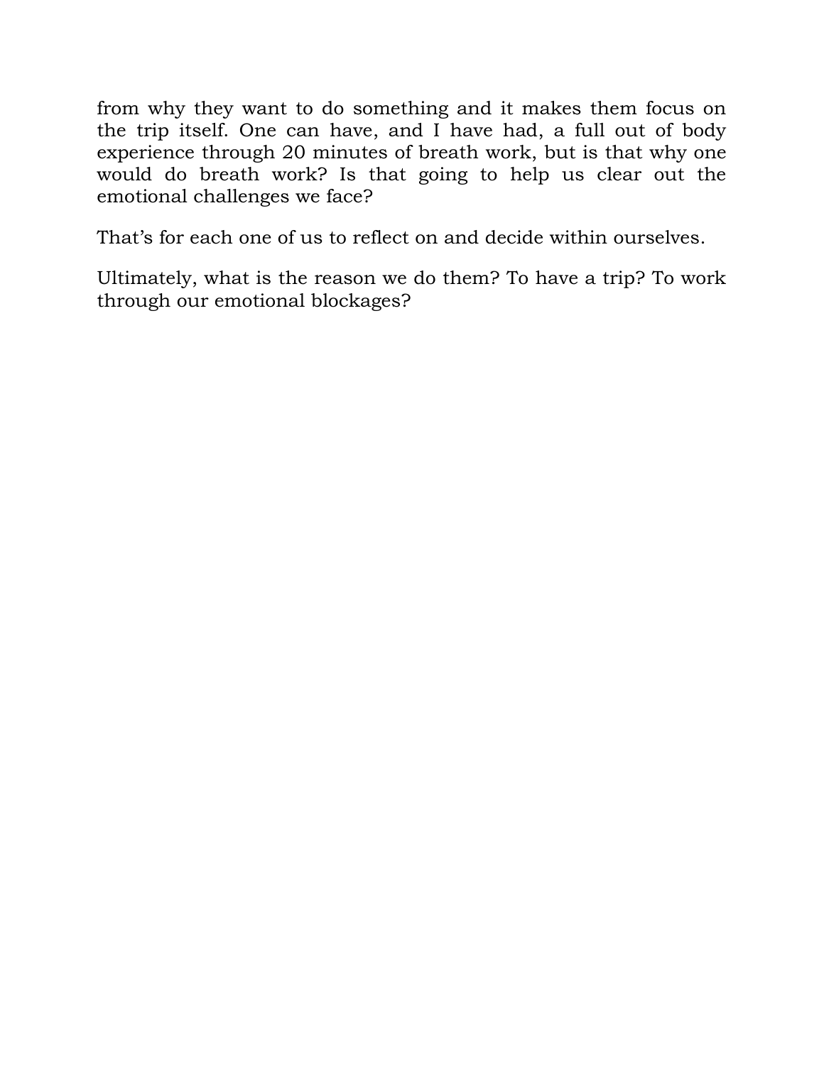from why they want to do something and it makes them focus on the trip itself. One can have, and I have had, a full out of body experience through 20 minutes of breath work, but is that why one would do breath work? Is that going to help us clear out the emotional challenges we face?

That's for each one of us to reflect on and decide within ourselves.

Ultimately, what is the reason we do them? To have a trip? To work through our emotional blockages?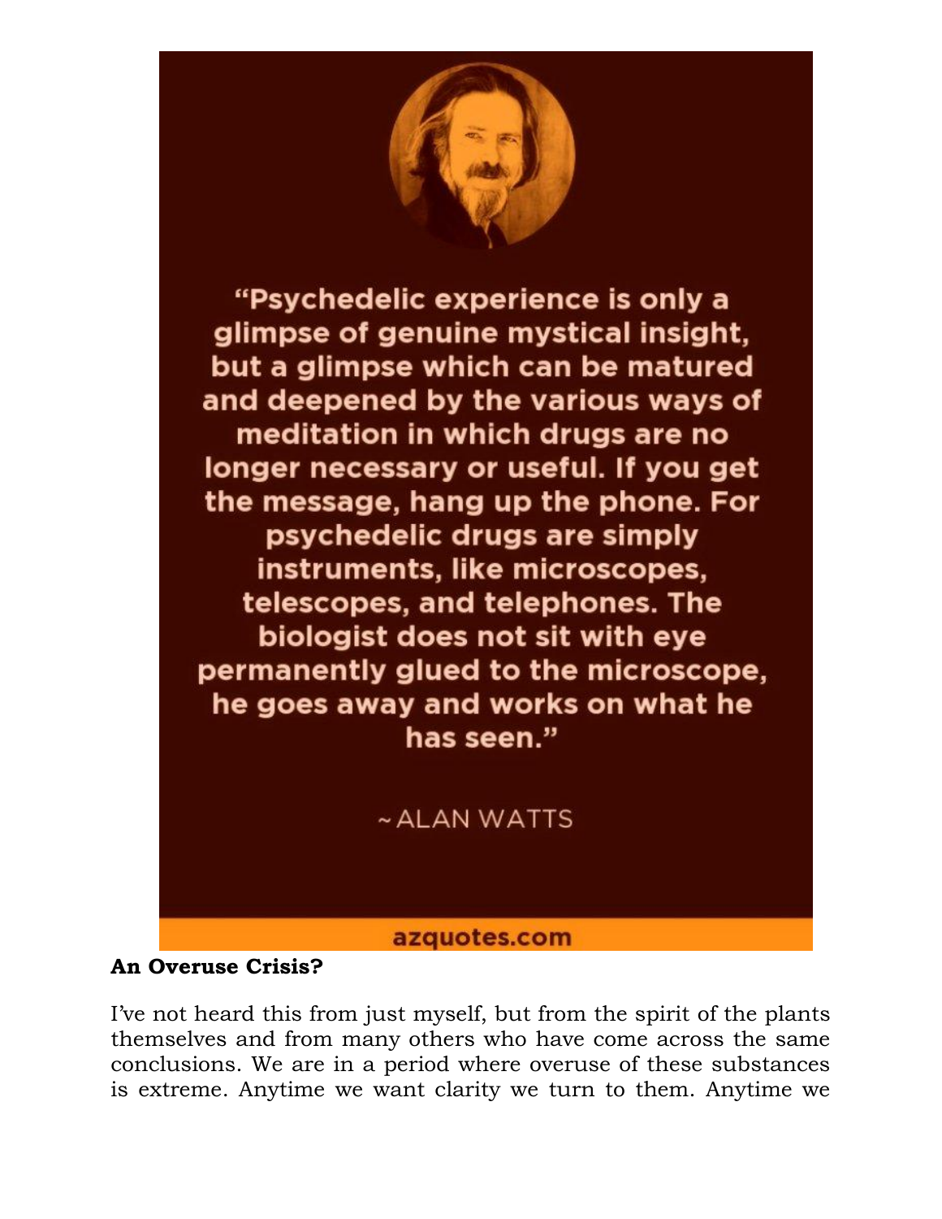"Psychedelic experience is only a glimpse of genuine mystical insight, but a glimpse which can be matured and deepened by the various ways of meditation in which drugs are no longer necessary or useful. If you get the message, hang up the phone. For psychedelic drugs are simply instruments, like microscopes, telescopes, and telephones. The biologist does not sit with eye permanently glued to the microscope, he goes away and works on what he has seen."

~ ALAN WATTS

azquotes.com

**An Overuse Crisis?**

I've not heard this from just myself, but from the spirit of the plants themselves and from many others who have come across the same conclusions. We are in a period where overuse of these substances is extreme. Anytime we want clarity we turn to them. Anytime we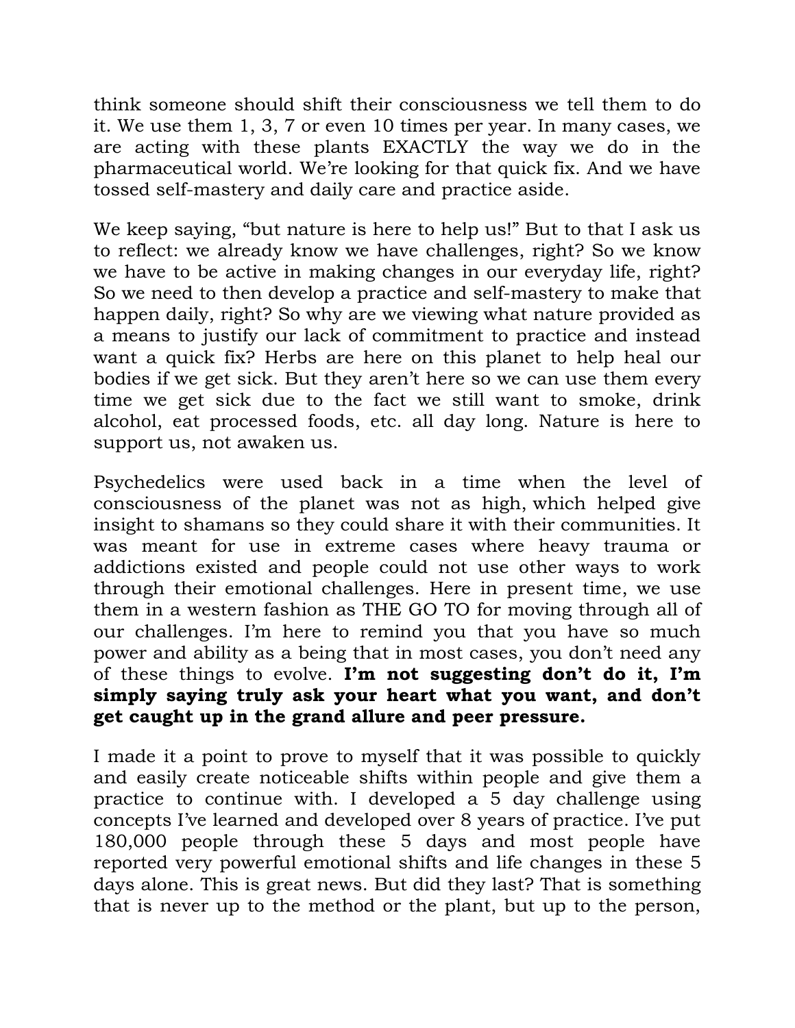think someone should shift their consciousness we tell them to do it. We use them 1, 3, 7 or even 10 times per year. In many cases, we are acting with these plants EXACTLY the way we do in the pharmaceutical world. We're looking for that quick fix. And we have tossed self-mastery and daily care and practice aside.

We keep saying, "but nature is here to help us!" But to that I ask us to reflect: we already know we have challenges, right? So we know we have to be active in making changes in our everyday life, right? So we need to then develop a practice and self-mastery to make that happen daily, right? So why are we viewing what nature provided as a means to justify our lack of commitment to practice and instead want a quick fix? Herbs are here on this planet to help heal our bodies if we get sick. But they aren't here so we can use them every time we get sick due to the fact we still want to smoke, drink alcohol, eat processed foods, etc. all day long. Nature is here to support us, not awaken us.

Psychedelics were used back in a time when the level of consciousness of the planet was not as high, which helped give insight to shamans so they could share it with their communities. It was meant for use in extreme cases where heavy trauma or addictions existed and people could not use other ways to work through their emotional challenges. Here in present time, we use them in a western fashion as THE GO TO for moving through all of our challenges. I'm here to remind you that you have so much power and ability as a being that in most cases, you don't need any of these things to evolve. **I'm not suggesting don't do it, I'm simply saying truly ask your heart what you want, and don't get caught up in the grand allure and peer pressure.**

I made it a point to prove to myself that it was possible to quickly and easily create noticeable shifts within people and give them a practice to continue with. I developed a 5 day challenge using concepts I've learned and developed over 8 years of practice. I've put 180,000 people through these 5 days and most people have reported very powerful emotional shifts and life changes in these 5 days alone. This is great news. But did they last? That is something that is never up to the method or the plant, but up to the person,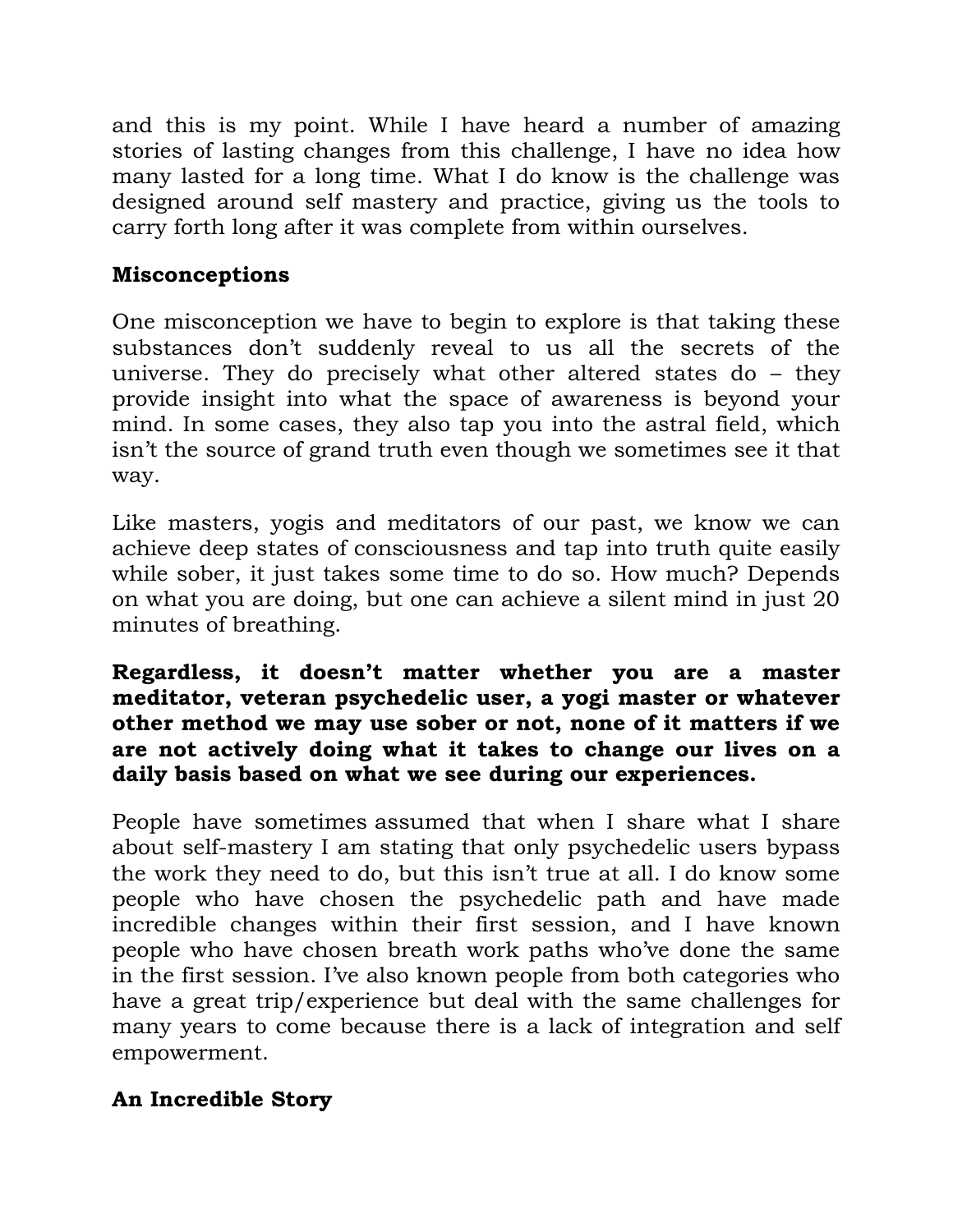and this is my point. While I have heard a number of amazing stories of lasting changes from this challenge, I have no idea how many lasted for a long time. What I do know is the challenge was designed around self mastery and practice, giving us the tools to carry forth long after it was complete from within ourselves.

**Misconceptions**

One misconception we have to begin to explore is that taking these substances don't suddenly reveal to us all the secrets of the universe. They do precisely what other altered states do – they provide insight into what the space of awareness is beyond your mind. In some cases, they also tap you into the astral field, which isn't the source of grand truth even though we sometimes see it that way.

Like masters, yogis and meditators of our past, we know we can achieve deep states of consciousness and tap into truth quite easily while sober, it just takes some time to do so. How much? Depends on what you are doing, but one can achieve a silent mind in just 20 minutes of breathing.

**Regardless, it doesn't matter whether you are a master meditator, veteran psychedelic user, a yogi master or whatever other method we may use sober or not, none of it matters if we are not actively doing what it takes to change our lives on a daily basis based on what we see during our experiences.**

People have sometimes assumed that when I share what I share about self-mastery I am stating that only psychedelic users bypass the work they need to do, but this isn't true at all. I do know some people who have chosen the psychedelic path and have made incredible changes within their first session, and I have known people who have chosen breath work paths who've done the same in the first session. I've also known people from both categories who have a great trip/experience but deal with the same challenges for many years to come because there is a lack of integration and self empowerment.

**An Incredible Story**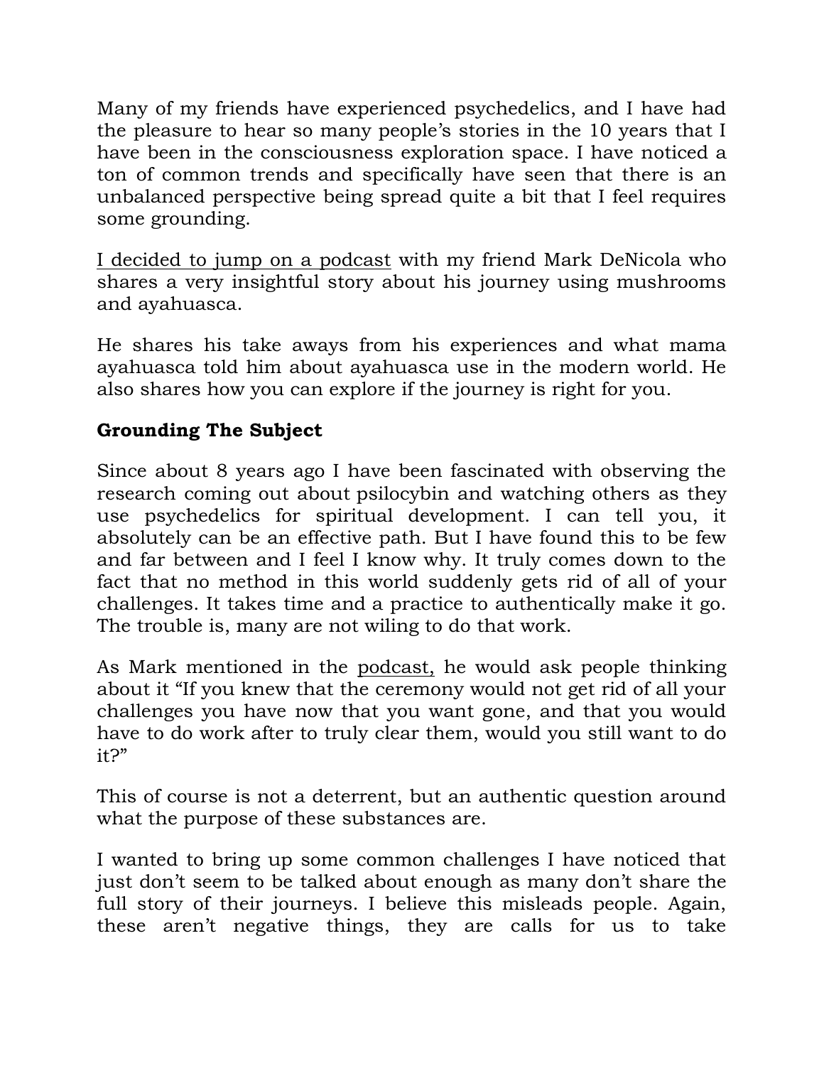Many of my friends have experienced psychedelics, and I have had the pleasure to hear so many people's stories in the 10 years that I have been in the consciousness exploration space. I have noticed a ton of common trends and specifically have seen that there is an unbalanced perspective being spread quite a bit that I feel requires some grounding.

I decided to jump on a podcast with my friend Mark DeNicola who shares a very insightful story about his journey using mushrooms and ayahuasca.

He shares his take aways from his experiences and what mama ayahuasca told him about ayahuasca use in the modern world. He also shares how you can explore if the journey is right for you.

## Grounding The Subject

Since about 8 years ago I have been fascinated with observing the research coming out about psilocybin and watching others as they use psychedelics for spiritual development. I can tell you, it absolutely can be an effective path. But I have found this to be few and far between and I feel I know why. It truly comes down to the fact that no method in this world suddenly gets rid of all of your challenges. It takes time and a practice to authentically make it go. The trouble is, many are not wiling to do that work.

As Mark mentioned in the podcast, he would ask people thinking about it "If you knew that the ceremony would not get rid of all your challenges you have now that you want gone, and that you would have to do work after to truly clear them, would you still want to do it?"

This of course is not a deterrent, but an authentic question around what the purpose of these substances are.

I wanted to bring up some common challenges I have noticed that just don't seem to be talked about enough as many don't share the full story of their journeys. I believe this misleads people. Again, these aren't negative things, they are calls for us to take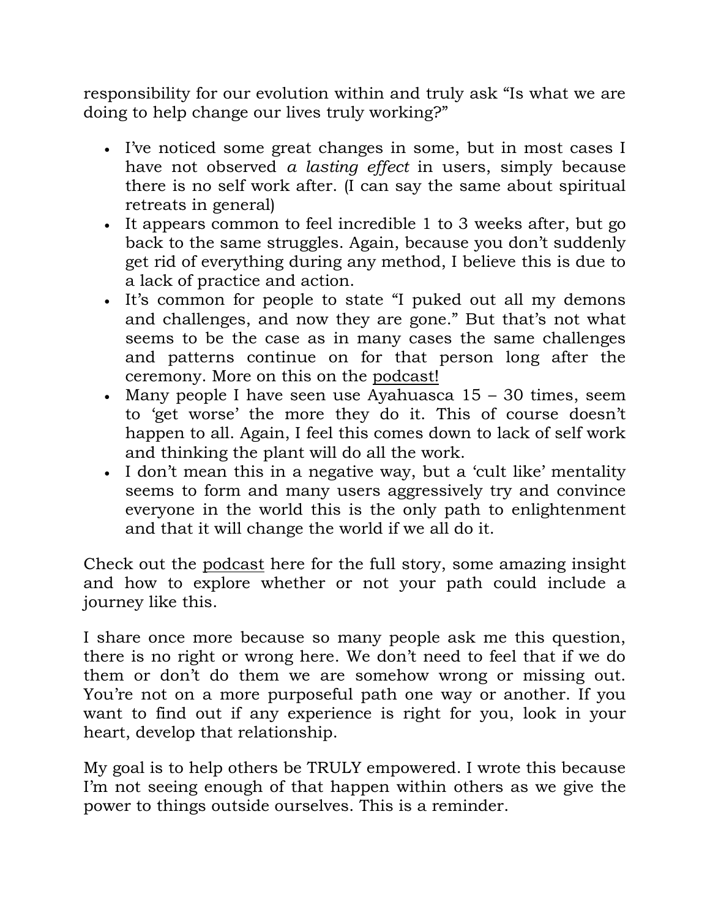responsibility for our evolution within and truly ask "Is what we are doing to help change our lives truly working?"

- I've noticed some great changes in some, but in most cases I have not observed *a lasting effect* in users, simply because there is no self work after. (I can say the same about spiritual retreats in general)
- It appears common to feel incredible 1 to 3 weeks after, but go back to the same struggles. Again, because you don't suddenly get rid of everything during any method, I believe this is due to a lack of practice and action.
- It's common for people to state "I puked out all my demons and challenges, and now they are gone." But that's not what seems to be the case as in many cases the same challenges and patterns continue on for that person long after the ceremony. More on this on the podcast!
- Many people I have seen use Ayahuasca 15 – 30 times, seem to 'get worse' the more they do it. This of course doesn't happen to all. Again, I feel this comes down to lack of self work and thinking the plant will do all the work.
- I don't mean this in a negative way, but a 'cult like' mentality seems to form and many users aggressively try and convince everyone in the world this is the only path to enlightenment and that it will change the world if we all do it.

Check out the podcast here for the full story, some amazing insight and how to explore whether or not your path could include a journey like this.

I share once more because so many people ask me this question, there is no right or wrong here. We don't need to feel that if we do them or don't do them we are somehow wrong or missing out. You're not on a more purposeful path one way or another. If you want to find out if any experience is right for you, look in your heart, develop that relationship.

My goal is to help others be TRULY empowered. I wrote this because I'm not seeing enough of that happen within others as we give the power to things outside ourselves. This is a reminder.